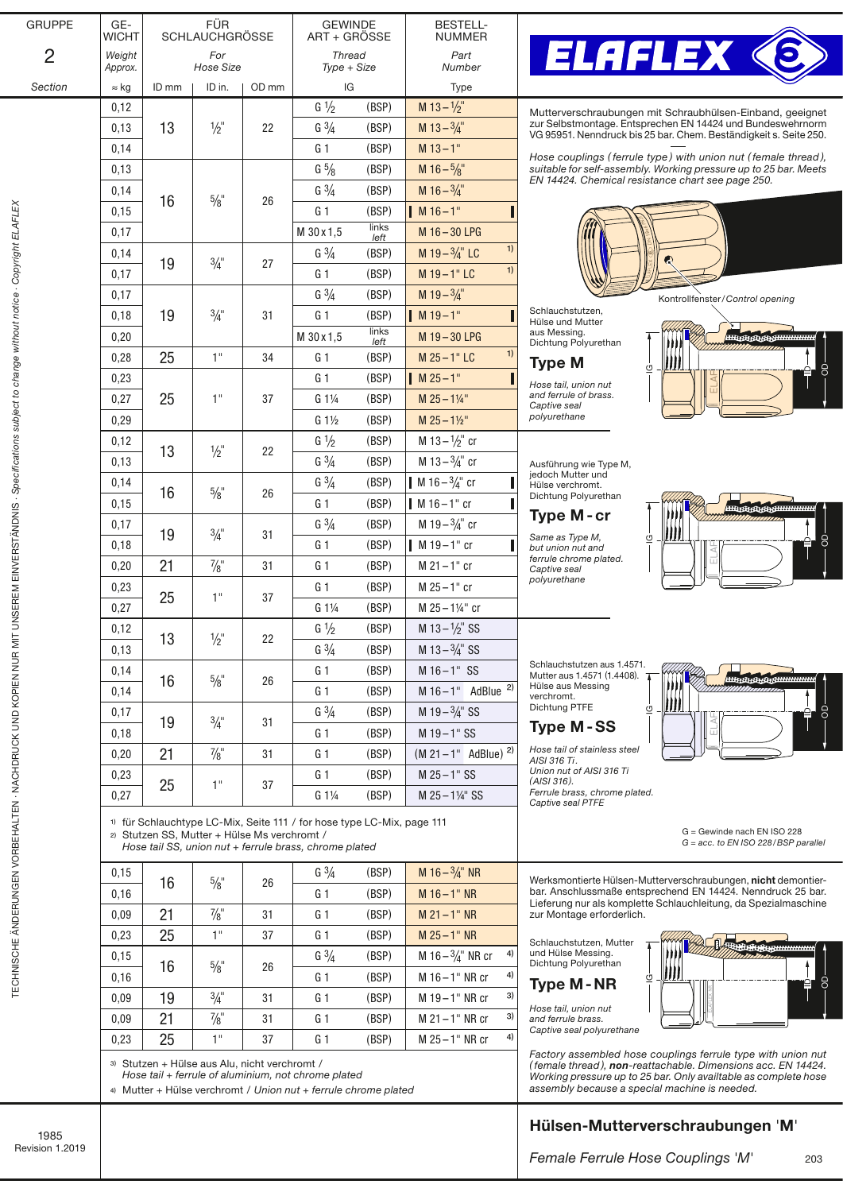# Hülsen-Mutterverschraubungen 'M'

*Female Ferrule Hose Couplings 'M'*

**GRUPPE 2** – *Section*

ELAFLEX

| GEWICHT *Weight Approx.* ≈ kg | FÜR SCHLAUCHGRÖSSE *For Hose Size* ID mm | ID in. | OD mm | GEWINDE ART + GRÖSSE *Thread Type + Size* IG | | BESTELL-NUMMER *Part Number* Type |
|---|---|---|---|---|---|---|
| 0,12 | 13 | ½" | 22 | G ½ | (BSP) | M 13 – ½" |
| 0,13 | | | | G ¾ | (BSP) | M 13 – ¾" |
| 0,14 | | | | G 1 | (BSP) | M 13 – 1" |
| 0,13 | 16 | ⅝" | 26 | G ⅝ | (BSP) | M 16 – ⅝" |
| 0,14 | | | | G ¾ | (BSP) | M 16 – ¾" |
| 0,15 | | | | G 1 | (BSP) | M 16 – 1" |
| 0,17 | | | | M 30 x 1,5 | links *left* | M 16 – 30 LPG |
| 0,14 | 19 | ¾" | 27 | G ¾ | (BSP) | M 19 – ¾" LC [1)] |
| 0,17 | | | | G 1 | (BSP) | M 19 – 1" LC [1)] |
| 0,17 | 19 | ¾" | 31 | G ¾ | (BSP) | M 19 – ¾" |
| 0,18 | | | | G 1 | (BSP) | M 19 – 1" |
| 0,20 | | | | M 30 x 1,5 | links *left* | M 19 – 30 LPG |
| 0,28 | 25 | 1" | 34 | G 1 | (BSP) | M 25 – 1" LC [1)] |
| 0,23 | 25 | 1" | 37 | G 1 | (BSP) | M 25 – 1" |
| 0,27 | | | | G 1¼ | (BSP) | M 25 – 1¼" |
| 0,29 | | | | G 1½ | (BSP) | M 25 – 1½" |

Mutterverschraubungen mit Schraubhülsen-Einband, geeignet zur Selbstmontage. Entsprechen EN 14424 und Bundeswehrnorm VG 95951. Nenndruck bis 25 bar. Chem. Beständigkeit s. Seite 250.

*Hose couplings (ferrule type) with union nut (female thread), suitable for self-assembly. Working pressure up to 25 bar. Meets EN 14424. Chemical resistance chart see page 250.*

Kontrollfenster / *Control opening*

### Type M

Schlauchstutzen, Hülse und Mutter aus Messing. Dichtung Polyurethan

*Hose tail, union nut and ferrule of brass. Captive seal polyurethane*

| GEWICHT ≈ kg | ID mm | ID in. | OD mm | IG | | Type |
|---|---|---|---|---|---|---|
| 0,12 | 13 | ½" | 22 | G ½ | (BSP) | M 13 – ½" cr |
| 0,13 | | | | G ¾ | (BSP) | M 13 – ¾" cr |
| 0,14 | 16 | ⅝" | 26 | G ¾ | (BSP) | M 16 – ¾" cr |
| 0,15 | | | | G 1 | (BSP) | M 16 – 1" cr |
| 0,17 | 19 | ¾" | 31 | G ¾ | (BSP) | M 19 – ¾" cr |
| 0,18 | | | | G 1 | (BSP) | M 19 – 1" cr |
| 0,20 | 21 | ⅞" | 31 | G 1 | (BSP) | M 21 – 1" cr |
| 0,23 | 25 | 1" | 37 | G 1 | (BSP) | M 25 – 1" cr |
| 0,27 | | | | G 1¼ | (BSP) | M 25 – 1¼" cr |

### Type M - cr

Ausführung wie Type M, jedoch Mutter und Hülse verchromt. Dichtung Polyurethan

*Same as Type M, but union nut and ferrule chrome plated. Captive seal polyurethane*

| GEWICHT ≈ kg | ID mm | ID in. | OD mm | IG | | Type |
|---|---|---|---|---|---|---|
| 0,12 | 13 | ½" | 22 | G ½ | (BSP) | M 13 – ½" SS |
| 0,13 | | | | G ¾ | (BSP) | M 13 – ¾" SS |
| 0,14 | 16 | ⅝" | 26 | G 1 | (BSP) | M 16 – 1" SS |
| 0,14 | | | | G 1 | (BSP) | M 16 – 1" AdBlue [2)] |
| 0,17 | 19 | ¾" | 31 | G ¾ | (BSP) | M 19 – ¾" SS |
| 0,18 | | | | G 1 | (BSP) | M 19 – 1" SS |
| 0,20 | 21 | ⅞" | 31 | G 1 | (BSP) | (M 21 – 1" AdBlue) [2)] |
| 0,23 | 25 | 1" | 37 | G 1 | (BSP) | M 25 – 1" SS |
| 0,27 | | | | G 1¼ | (BSP) | M 25 – 1¼" SS |

### Type M - SS

Schlauchstutzen aus 1.4571. Mutter aus 1.4571 (1.4408). Hülse aus Messing verchromt. Dichtung PTFE

*Hose tail of stainless steel AISI 316 Ti. Union nut of AISI 316 Ti (AISI 316). Ferrule brass, chrome plated. Captive seal PTFE*

1) für Schlauchtype LC-Mix, Seite 111 / *for hose type LC-Mix, page 111*
2) Stutzen SS, Mutter + Hülse Ms verchromt / *Hose tail SS, union nut + ferrule brass, chrome plated*

G = Gewinde nach EN ISO 228
*G = acc. to EN ISO 228 / BSP parallel*

| GEWICHT ≈ kg | ID mm | ID in. | OD mm | IG | | Type |
|---|---|---|---|---|---|---|
| 0,15 | 16 | ⅝" | 26 | G ¾ | (BSP) | M 16 – ¾" NR |
| 0,16 | | | | G 1 | (BSP) | M 16 – 1" NR |
| 0,09 | 21 | ⅞" | 31 | G 1 | (BSP) | M 21 – 1" NR |
| 0,23 | 25 | 1" | 37 | G 1 | (BSP) | M 25 – 1" NR |
| 0,15 | 16 | ⅝" | 26 | G ¾ | (BSP) | M 16 – ¾" NR cr [4)] |
| 0,16 | | | | G 1 | (BSP) | M 16 – 1" NR cr [4)] |
| 0,09 | 19 | ¾" | 31 | G 1 | (BSP) | M 19 – 1" NR cr [3)] |
| 0,09 | 21 | ⅞" | 31 | G 1 | (BSP) | M 21 – 1" NR cr [3)] |
| 0,23 | 25 | 1" | 37 | G 1 | (BSP) | M 25 – 1" NR cr [4)] |

Werksmontierte Hülsen-Mutterverschraubungen, **nicht** demontierbar. Anschlussmaße entsprechend EN 14424. Nenndruck 25 bar. Lieferung nur als komplette Schlauchleitung, da Spezialmaschine zur Montage erforderlich.

### Type M - NR

Schlauchstutzen, Mutter und Hülse Messing. Dichtung Polyurethan

*Hose tail, union nut and ferrule brass. Captive seal polyurethane*

*Factory assembled hose couplings ferrule type with union nut (female thread), **non**-reattachable. Dimensions acc. EN 14424. Working pressure up to 25 bar. Only availtable as complete hose assembly because a special machine is needed.*

3) Stutzen + Hülse aus Alu, nicht verchromt / *Hose tail + ferrule of aluminium, not chrome plated*
4) Mutter + Hülse verchromt / *Union nut + ferrule chrome plated*

TECHNISCHE ÄNDERUNGEN VORBEHALTEN · NACHDRUCK UND KOPIEN NUR MIT UNSEREM EINVERSTÄNDNIS · *Specifications subject to change without notice · Copyright ELAFLEX*

1985
Revision 1.2019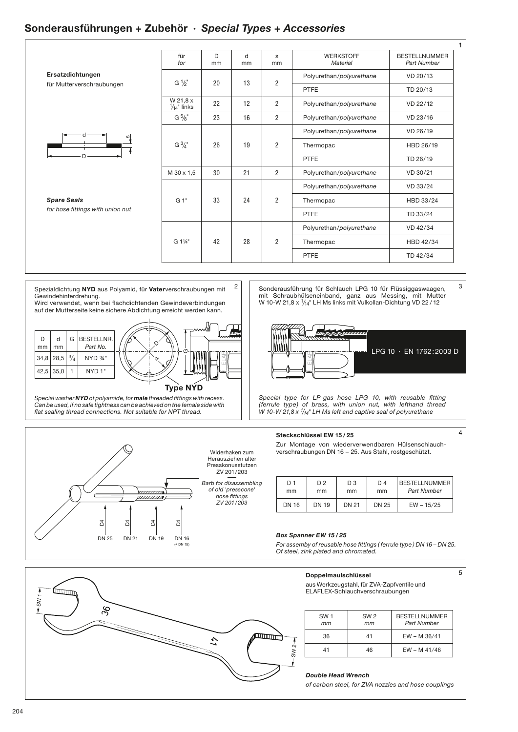# Sonderausführungen + Zubehör · *Special Types + Accessories*

## 1

**Ersatzdichtungen**
für Mutterverschraubungen

***Spare Seals***
*for hose fittings with union nut*

| für *for* | D mm | d mm | s mm | WERKSTOFF *Material* | BESTELLNUMMER *Part Number* |
|---|---|---|---|---|---|
| G ½" | 20 | 13 | 2 | Polyurethan/*polyurethane* | VD 20/13 |
| | | | | PTFE | TD 20/13 |
| W 21,8 x 1/14" links | 22 | 12 | 2 | Polyurethan/*polyurethane* | VD 22/12 |
| G ⅝" | 23 | 16 | 2 | Polyurethan/*polyurethane* | VD 23/16 |
| G ¾" | 26 | 19 | 2 | Polyurethan/*polyurethane* | VD 26/19 |
| | | | | Thermopac | HBD 26/19 |
| | | | | PTFE | TD 26/19 |
| M 30 x 1,5 | 30 | 21 | 2 | Polyurethan/*polyurethane* | VD 30/21 |
| G 1" | 33 | 24 | 2 | Polyurethan/*polyurethane* | VD 33/24 |
| | | | | Thermopac | HBD 33/24 |
| | | | | PTFE | TD 33/24 |
| G 1¼" | 42 | 28 | 2 | Polyurethan/*polyurethane* | VD 42/34 |
| | | | | Thermopac | HBD 42/34 |
| | | | | PTFE | TD 42/34 |

## 2

Spezialdichtung **NYD** aus Polyamid, für **Vater**verschraubungen mit Gewindehinterdrehung.
Wird verwendet, wenn bei flachdichtenden Gewindeverbindungen auf der Mutterseite keine sichere Abdichtung erreicht werden kann.

| D mm | d mm | G | BESTELLNR. *Part No.* |
|---|---|---|---|
| 34,8 | 28,5 | ¾ | NYD ¾" |
| 42,5 | 35,0 | 1 | NYD 1" |

**Type NYD**

*Special washer **NYD** of polyamide, for **male** threaded fittings with recess. Can be used, if no safe tightness can be achieved on the female side with flat sealing thread connections. Not suitable for NPT thread.*

## 3

Sonderausführung für Schlauch LPG 10 für Flüssiggaswaagen, mit Schraubhülseneinband, ganz aus Messing, mit Mutter W 10-W 21,8 x 1/14" LH Ms links mit Vulkollan-Dichtung VD 22 / 12

LPG 10 · EN 1762:2003 D

*Special type for LP-gas hose LPG 10, with reusable fitting (ferrule type) of brass, with union nut, with lefthand thread W 10-W 21,8 x 1/14" LH Ms left and captive seal of polyurethane*

## 4

Widerhaken zum Herausziehen alter Presskonusstutzen ZV 201/203

*Barb for disassembling of old 'presscone' hose fittings ZV 201/203*

D4 D4 D4 D4
DN 25 DN 21 DN 19 DN 16 (+ DN 15)

**Steckschlüssel EW 15 / 25**

Zur Montage von wiederverwendbaren Hülsenschlauchverschraubungen DN 16 – 25. Aus Stahl, rostgeschützt.

| D 1 mm | D 2 mm | D 3 mm | D 4 mm | BESTELLNUMMER *Part Number* |
|---|---|---|---|---|
| DN 16 | DN 19 | DN 21 | DN 25 | EW – 15/25 |

***Box Spanner EW 15 / 25***

*For assemby of reusable hose fittings (ferrule type) DN 16 – DN 25. Of steel, zink plated and chromated.*

## 5

SW 1 36 41 SW 2

**Doppelmaulschlüssel**

aus Werkzeugstahl, für ZVA-Zapfventile und ELAFLEX-Schlauchverschraubungen

| SW 1 *mm* | SW 2 *mm* | BESTELLNUMMER *Part Number* |
|---|---|---|
| 36 | 41 | EW – M 36/41 |
| 41 | 46 | EW – M 41/46 |

***Double Head Wrench***

*of carbon steel, for ZVA nozzles and hose couplings*